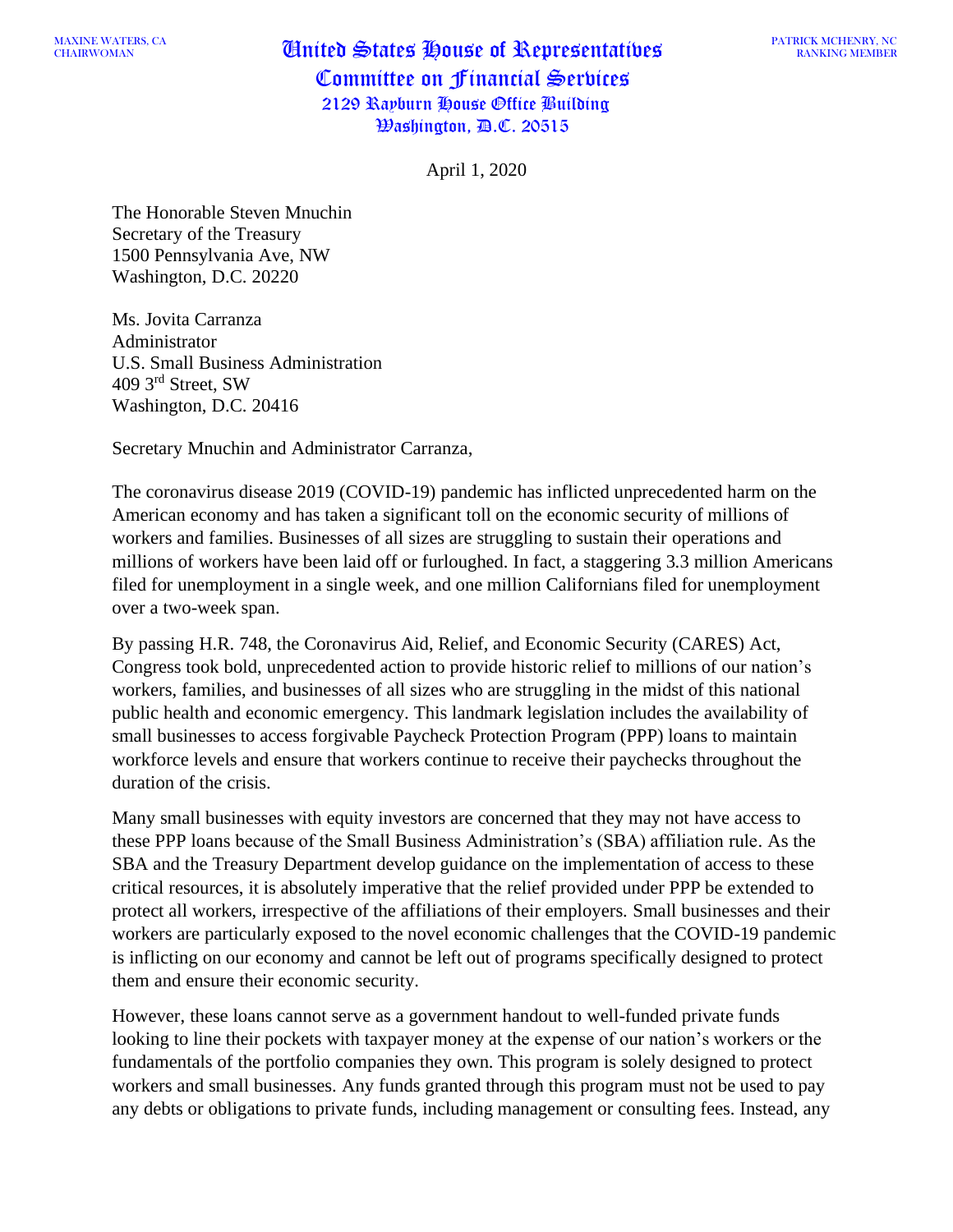MAXINE WATERS, CA
CHAIRWOMAN

PATRICK MCHENRY, NC
RANKING MEMBER

# United States House of Representatives
## Committee on Financial Services
2129 Rayburn House Office Building
Washington, D.C. 20515

April 1, 2020

The Honorable Steven Mnuchin
Secretary of the Treasury
1500 Pennsylvania Ave, NW
Washington, D.C. 20220

Ms. Jovita Carranza
Administrator
U.S. Small Business Administration
409 3rd Street, SW
Washington, D.C. 20416

Secretary Mnuchin and Administrator Carranza,

The coronavirus disease 2019 (COVID-19) pandemic has inflicted unprecedented harm on the American economy and has taken a significant toll on the economic security of millions of workers and families. Businesses of all sizes are struggling to sustain their operations and millions of workers have been laid off or furloughed. In fact, a staggering 3.3 million Americans filed for unemployment in a single week, and one million Californians filed for unemployment over a two-week span.

By passing H.R. 748, the Coronavirus Aid, Relief, and Economic Security (CARES) Act, Congress took bold, unprecedented action to provide historic relief to millions of our nation's workers, families, and businesses of all sizes who are struggling in the midst of this national public health and economic emergency. This landmark legislation includes the availability of small businesses to access forgivable Paycheck Protection Program (PPP) loans to maintain workforce levels and ensure that workers continue to receive their paychecks throughout the duration of the crisis.

Many small businesses with equity investors are concerned that they may not have access to these PPP loans because of the Small Business Administration's (SBA) affiliation rule. As the SBA and the Treasury Department develop guidance on the implementation of access to these critical resources, it is absolutely imperative that the relief provided under PPP be extended to protect all workers, irrespective of the affiliations of their employers. Small businesses and their workers are particularly exposed to the novel economic challenges that the COVID-19 pandemic is inflicting on our economy and cannot be left out of programs specifically designed to protect them and ensure their economic security.

However, these loans cannot serve as a government handout to well-funded private funds looking to line their pockets with taxpayer money at the expense of our nation's workers or the fundamentals of the portfolio companies they own. This program is solely designed to protect workers and small businesses. Any funds granted through this program must not be used to pay any debts or obligations to private funds, including management or consulting fees. Instead, any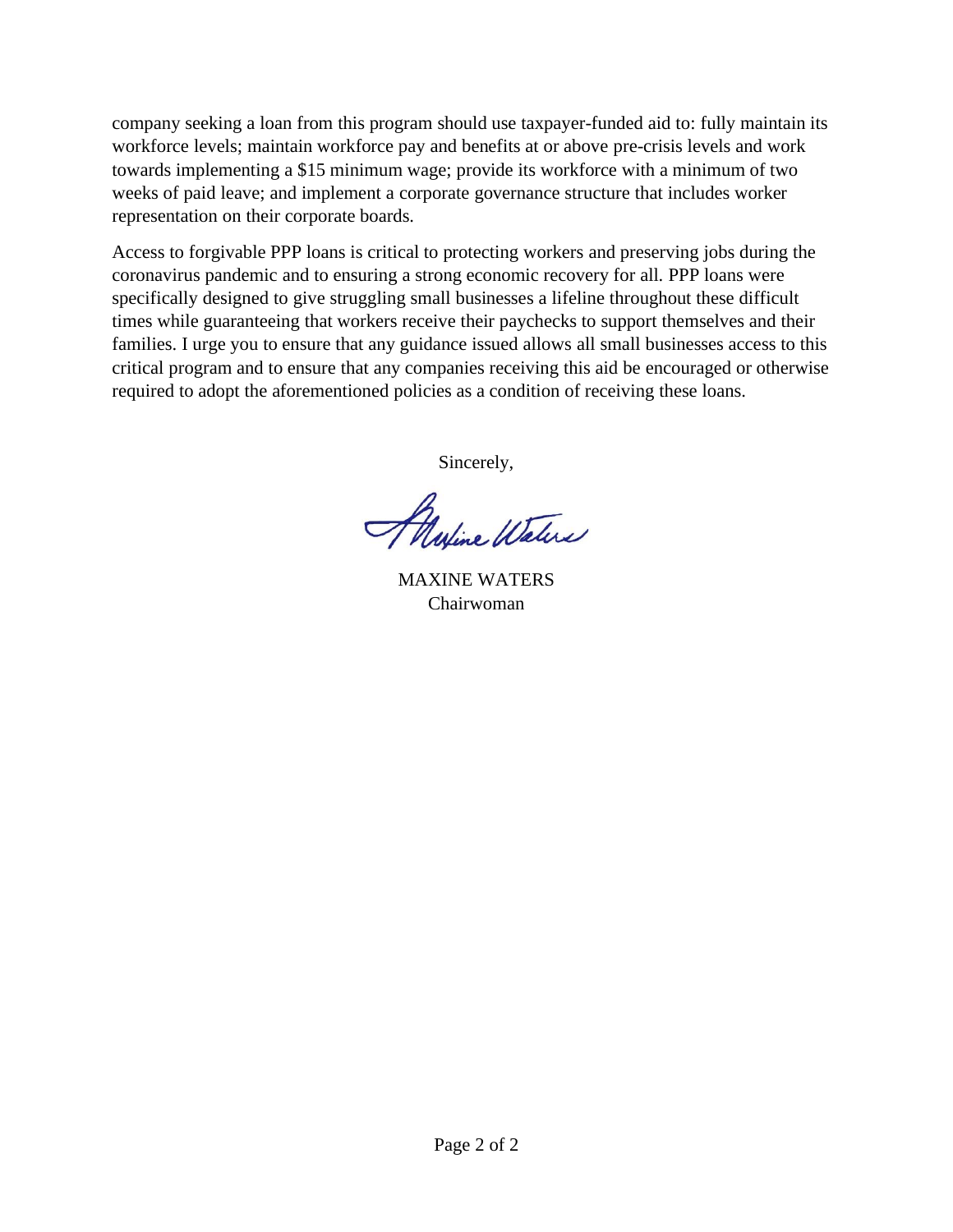company seeking a loan from this program should use taxpayer-funded aid to: fully maintain its workforce levels; maintain workforce pay and benefits at or above pre-crisis levels and work towards implementing a $15 minimum wage; provide its workforce with a minimum of two weeks of paid leave; and implement a corporate governance structure that includes worker representation on their corporate boards.

Access to forgivable PPP loans is critical to protecting workers and preserving jobs during the coronavirus pandemic and to ensuring a strong economic recovery for all. PPP loans were specifically designed to give struggling small businesses a lifeline throughout these difficult times while guaranteeing that workers receive their paychecks to support themselves and their families. I urge you to ensure that any guidance issued allows all small businesses access to this critical program and to ensure that any companies receiving this aid be encouraged or otherwise required to adopt the aforementioned policies as a condition of receiving these loans.

Sincerely,

MAXINE WATERS
Chairwoman